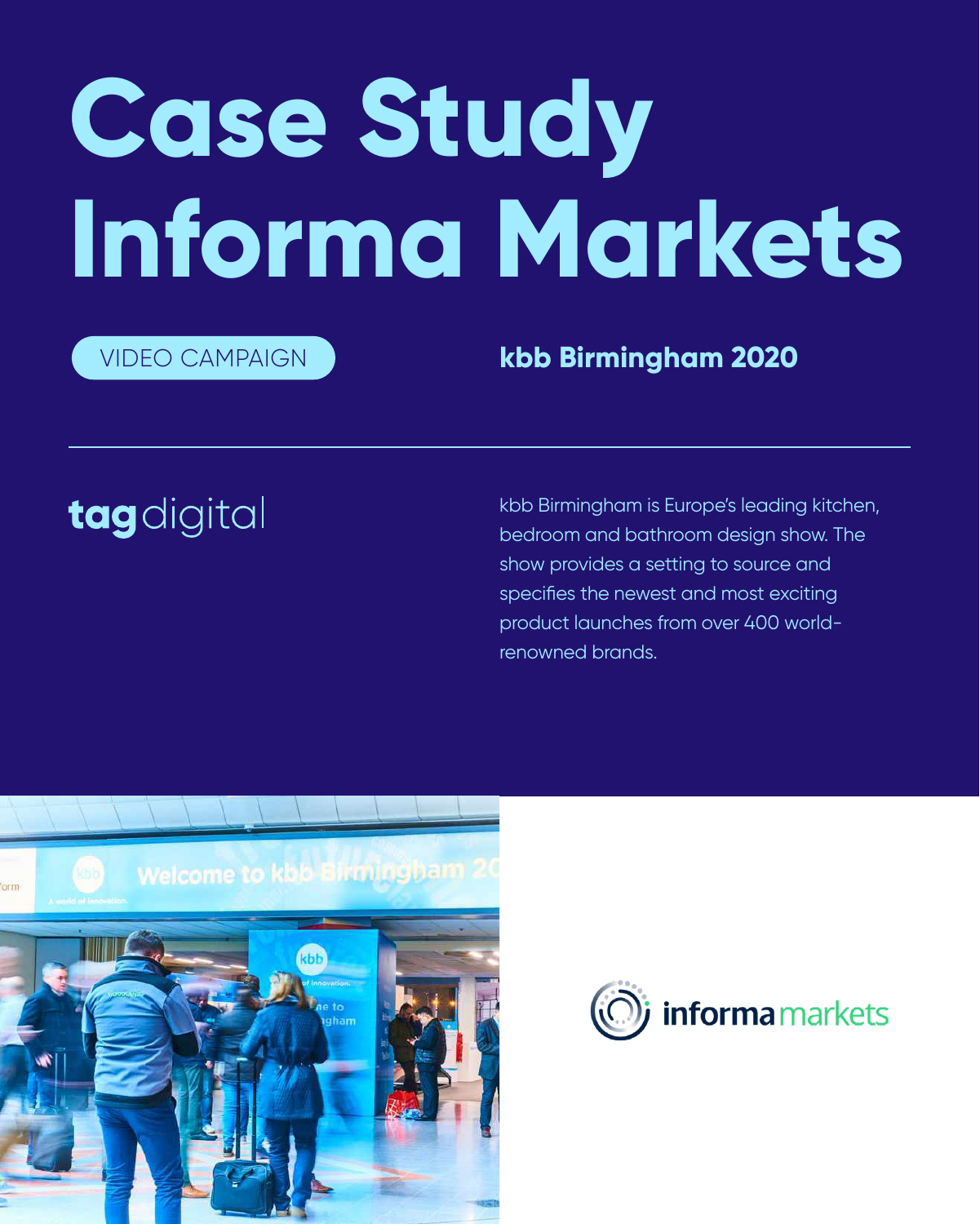# Case Study Informa Markets

VIDEO CAMPAIGN

**kbb Birmingham 2020**

**tag**digital

kbb Birmingham is Europe's leading kitchen, bedroom and bathroom design show. The show provides a setting to source and specifies the newest and most exciting product launches from over 400 world-renowned brands.

informa markets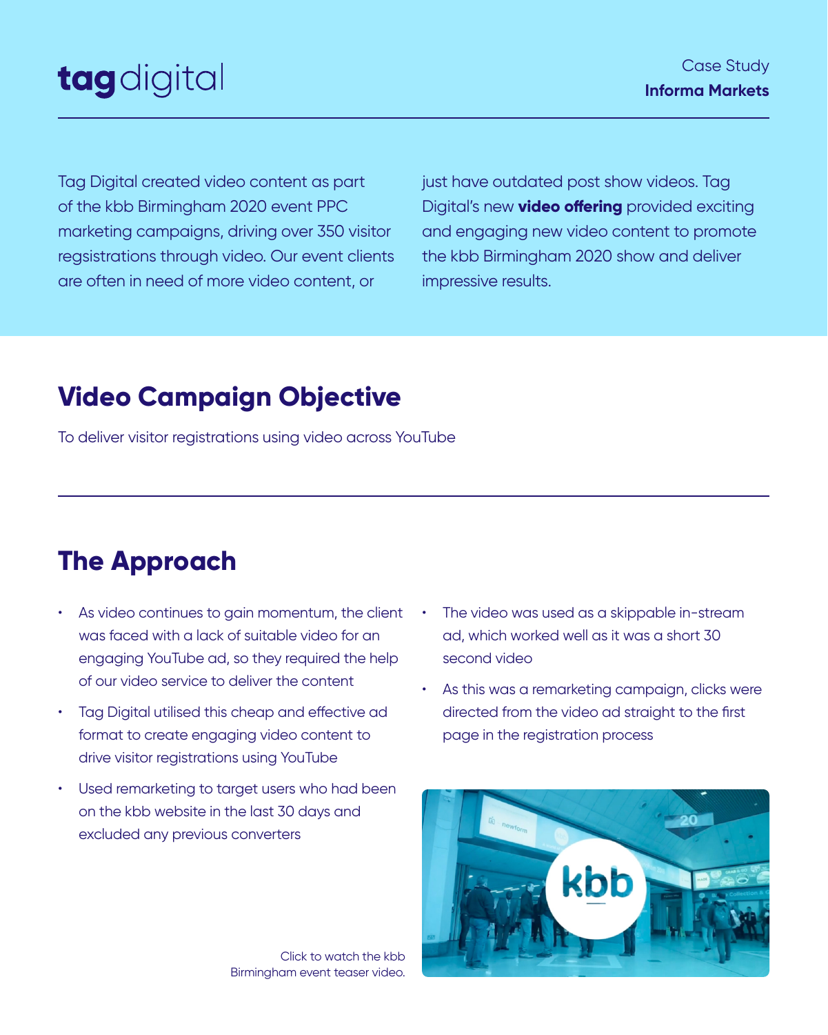**tag**digital

Case Study
**Informa Markets**

Tag Digital created video content as part of the kbb Birmingham 2020 event PPC marketing campaigns, driving over 350 visitor regsistrations through video. Our event clients are often in need of more video content, or just have outdated post show videos. Tag Digital's new **video offering** provided exciting and engaging new video content to promote the kbb Birmingham 2020 show and deliver impressive results.

## Video Campaign Objective

To deliver visitor registrations using video across YouTube

## The Approach

- As video continues to gain momentum, the client was faced with a lack of suitable video for an engaging YouTube ad, so they required the help of our video service to deliver the content
- Tag Digital utilised this cheap and effective ad format to create engaging video content to drive visitor registrations using YouTube
- Used remarketing to target users who had been on the kbb website in the last 30 days and excluded any previous converters
- The video was used as a skippable in-stream ad, which worked well as it was a short 30 second video
- As this was a remarketing campaign, clicks were directed from the video ad straight to the first page in the registration process

Click to watch the kbb Birmingham event teaser video.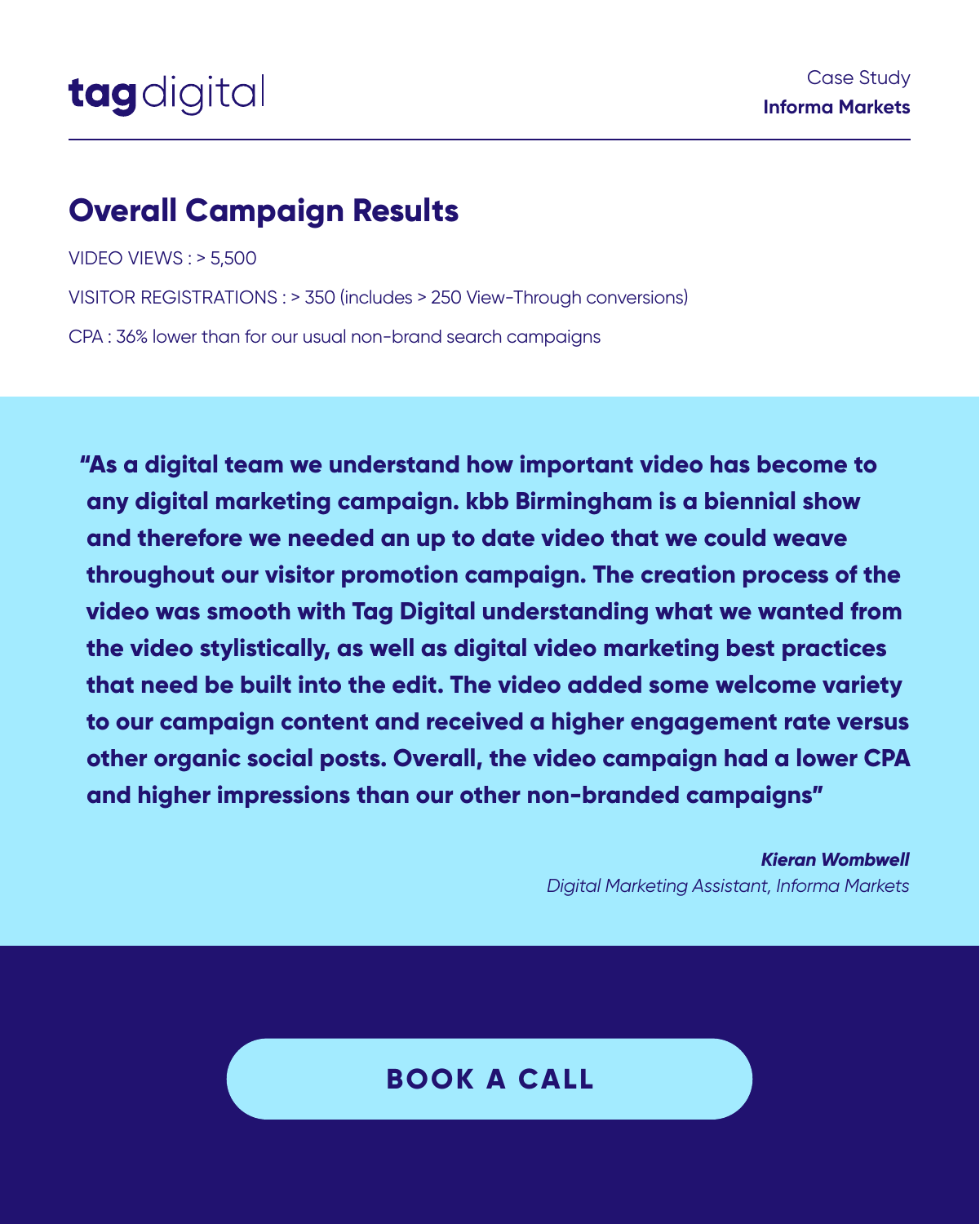## Overall Campaign Results

VIDEO VIEWS : > 5,500

VISITOR REGISTRATIONS : > 350 (includes > 250 View-Through conversions)

CPA : 36% lower than for our usual non-brand search campaigns

**"As a digital team we understand how important video has become to any digital marketing campaign. kbb Birmingham is a biennial show and therefore we needed an up to date video that we could weave throughout our visitor promotion campaign. The creation process of the video was smooth with Tag Digital understanding what we wanted from the video stylistically, as well as digital video marketing best practices that need be built into the edit. The video added some welcome variety to our campaign content and received a higher engagement rate versus other organic social posts. Overall, the video campaign had a lower CPA and higher impressions than our other non-branded campaigns"**

***Kieran Wombwell***
*Digital Marketing Assistant, Informa Markets*

**BOOK A CALL**